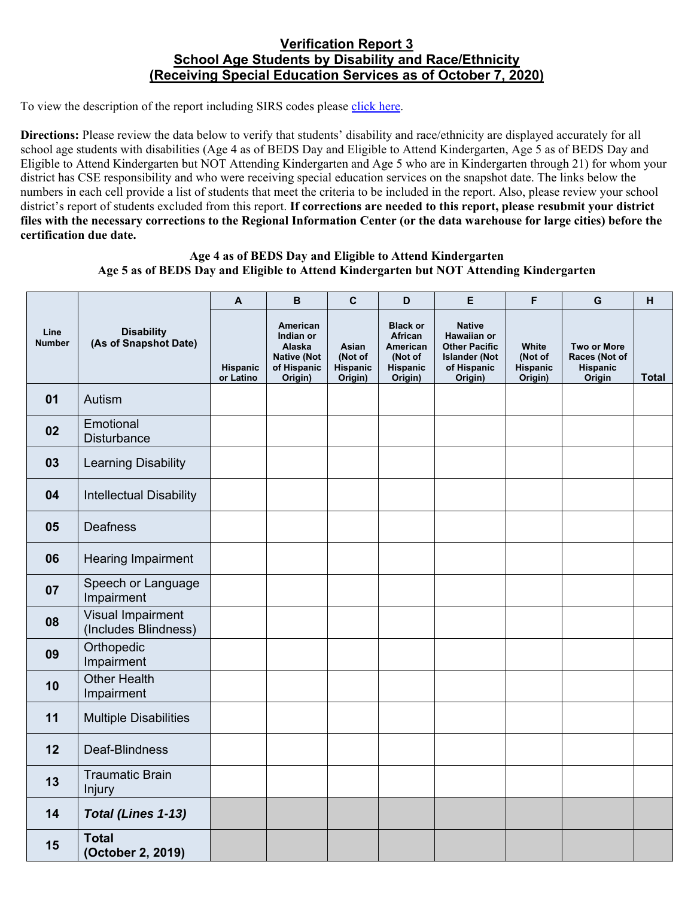# Verification Report 3
## School Age Students by Disability and Race/Ethnicity
## (Receiving Special Education Services as of October 7, 2020)

To view the description of the report including SIRS codes please click here.

**Directions:** Please review the data below to verify that students' disability and race/ethnicity are displayed accurately for all school age students with disabilities (Age 4 as of BEDS Day and Eligible to Attend Kindergarten, Age 5 as of BEDS Day and Eligible to Attend Kindergarten but NOT Attending Kindergarten and Age 5 who are in Kindergarten through 21) for whom your district has CSE responsibility and who were receiving special education services on the snapshot date. The links below the numbers in each cell provide a list of students that meet the criteria to be included in the report. Also, please review your school district's report of students excluded from this report. **If corrections are needed to this report, please resubmit your district files with the necessary corrections to the Regional Information Center (or the data warehouse for large cities) before the certification due date.**

**Age 4 as of BEDS Day and Eligible to Attend Kindergarten**
**Age 5 as of BEDS Day and Eligible to Attend Kindergarten but NOT Attending Kindergarten**

| Line Number | Disability (As of Snapshot Date) | A | B | C | D | E | F | G | H |
|---|---|---|---|---|---|---|---|---|---|
| | | Hispanic or Latino | American Indian or Alaska Native (Not of Hispanic Origin) | Asian (Not of Hispanic Origin) | Black or African American (Not of Hispanic Origin) | Native Hawaiian or Other Pacific Islander (Not of Hispanic Origin) | White (Not of Hispanic Origin) | Two or More Races (Not of Hispanic Origin | Total |
| **01** | Autism | | | | | | | | |
| **02** | Emotional Disturbance | | | | | | | | |
| **03** | Learning Disability | | | | | | | | |
| **04** | Intellectual Disability | | | | | | | | |
| **05** | Deafness | | | | | | | | |
| **06** | Hearing Impairment | | | | | | | | |
| **07** | Speech or Language Impairment | | | | | | | | |
| **08** | Visual Impairment (Includes Blindness) | | | | | | | | |
| **09** | Orthopedic Impairment | | | | | | | | |
| **10** | Other Health Impairment | | | | | | | | |
| **11** | Multiple Disabilities | | | | | | | | |
| **12** | Deaf-Blindness | | | | | | | | |
| **13** | Traumatic Brain Injury | | | | | | | | |
| **14** | ***Total (Lines 1-13)*** | | | | | | | | |
| **15** | **Total (October 2, 2019)** | | | | | | | | |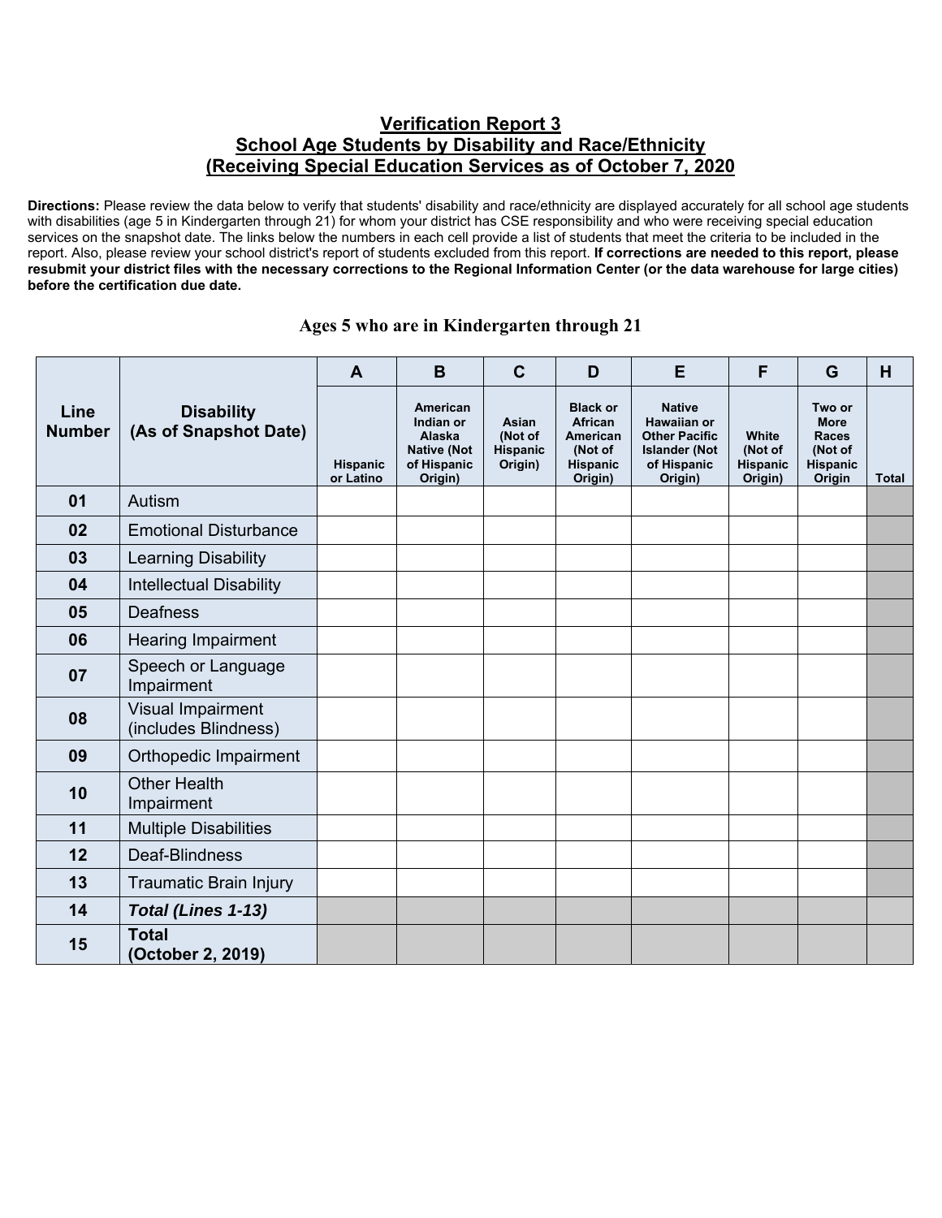## Verification Report 3
## School Age Students by Disability and Race/Ethnicity
## (Receiving Special Education Services as of October 7, 2020)

**Directions:** Please review the data below to verify that students' disability and race/ethnicity are displayed accurately for all school age students with disabilities (age 5 in Kindergarten through 21) for whom your district has CSE responsibility and who were receiving special education services on the snapshot date. The links below the numbers in each cell provide a list of students that meet the criteria to be included in the report. Also, please review your school district's report of students excluded from this report. **If corrections are needed to this report, please resubmit your district files with the necessary corrections to the Regional Information Center (or the data warehouse for large cities) before the certification due date.**

### Ages 5 who are in Kindergarten through 21

| Line Number | Disability (As of Snapshot Date) | A | B | C | D | E | F | G | H |
|---|---|---|---|---|---|---|---|---|---|
| | | Hispanic or Latino | American Indian or Alaska Native (Not of Hispanic Origin) | Asian (Not of Hispanic Origin) | Black or African American (Not of Hispanic Origin) | Native Hawaiian or Other Pacific Islander (Not of Hispanic Origin) | White (Not of Hispanic Origin) | Two or More Races (Not of Hispanic Origin | Total |
| 01 | Autism | | | | | | | | |
| 02 | Emotional Disturbance | | | | | | | | |
| 03 | Learning Disability | | | | | | | | |
| 04 | Intellectual Disability | | | | | | | | |
| 05 | Deafness | | | | | | | | |
| 06 | Hearing Impairment | | | | | | | | |
| 07 | Speech or Language Impairment | | | | | | | | |
| 08 | Visual Impairment (includes Blindness) | | | | | | | | |
| 09 | Orthopedic Impairment | | | | | | | | |
| 10 | Other Health Impairment | | | | | | | | |
| 11 | Multiple Disabilities | | | | | | | | |
| 12 | Deaf-Blindness | | | | | | | | |
| 13 | Traumatic Brain Injury | | | | | | | | |
| 14 | ***Total (Lines 1-13)*** | | | | | | | | |
| 15 | **Total (October 2, 2019)** | | | | | | | | |